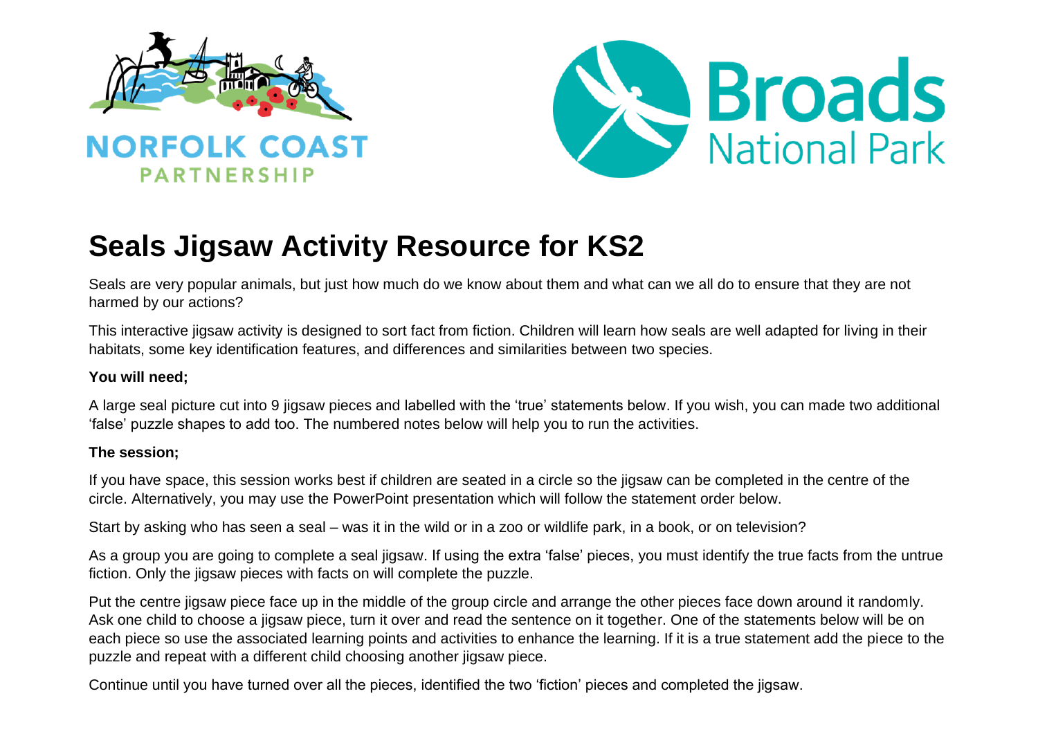NORFOLK COAST PARTNERSHIP

Broads National Park

# Seals Jigsaw Activity Resource for KS2

Seals are very popular animals, but just how much do we know about them and what can we all do to ensure that they are not harmed by our actions?

This interactive jigsaw activity is designed to sort fact from fiction. Children will learn how seals are well adapted for living in their habitats, some key identification features, and differences and similarities between two species.

**You will need;**

A large seal picture cut into 9 jigsaw pieces and labelled with the 'true' statements below. If you wish, you can made two additional 'false' puzzle shapes to add too. The numbered notes below will help you to run the activities.

**The session;**

If you have space, this session works best if children are seated in a circle so the jigsaw can be completed in the centre of the circle. Alternatively, you may use the PowerPoint presentation which will follow the statement order below.

Start by asking who has seen a seal – was it in the wild or in a zoo or wildlife park, in a book, or on television?

As a group you are going to complete a seal jigsaw. If using the extra 'false' pieces, you must identify the true facts from the untrue fiction. Only the jigsaw pieces with facts on will complete the puzzle.

Put the centre jigsaw piece face up in the middle of the group circle and arrange the other pieces face down around it randomly. Ask one child to choose a jigsaw piece, turn it over and read the sentence on it together. One of the statements below will be on each piece so use the associated learning points and activities to enhance the learning. If it is a true statement add the piece to the puzzle and repeat with a different child choosing another jigsaw piece.

Continue until you have turned over all the pieces, identified the two 'fiction' pieces and completed the jigsaw.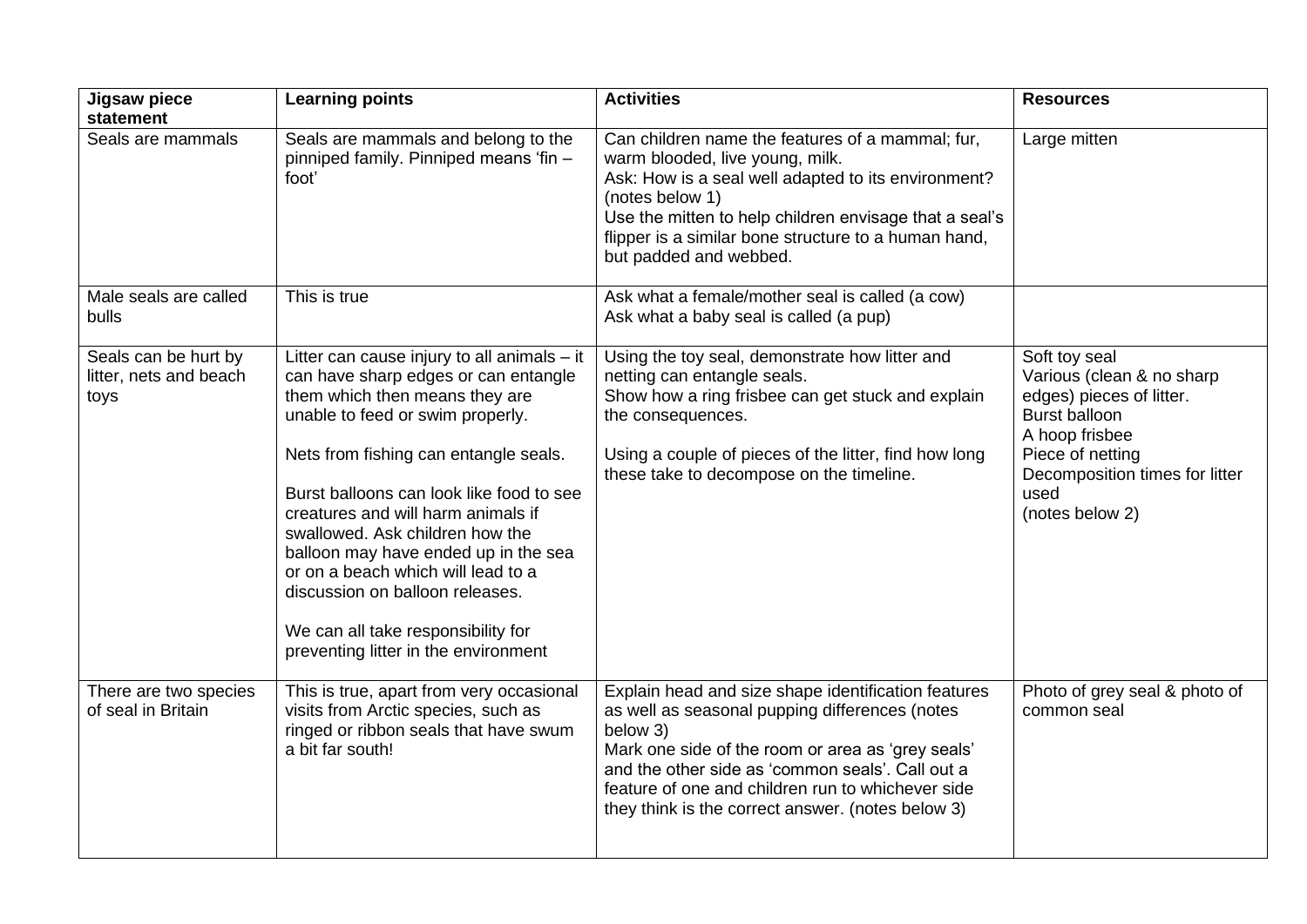| Jigsaw piece statement | Learning points | Activities | Resources |
|---|---|---|---|
| Seals are mammals | Seals are mammals and belong to the pinniped family. Pinniped means 'fin – foot' | Can children name the features of a mammal; fur, warm blooded, live young, milk.<br>Ask: How is a seal well adapted to its environment? (notes below 1)<br>Use the mitten to help children envisage that a seal's flipper is a similar bone structure to a human hand, but padded and webbed. | Large mitten |
| Male seals are called bulls | This is true | Ask what a female/mother seal is called (a cow)<br>Ask what a baby seal is called (a pup) | |
| Seals can be hurt by litter, nets and beach toys | Litter can cause injury to all animals – it can have sharp edges or can entangle them which then means they are unable to feed or swim properly.<br><br>Nets from fishing can entangle seals.<br><br>Burst balloons can look like food to see creatures and will harm animals if swallowed. Ask children how the balloon may have ended up in the sea or on a beach which will lead to a discussion on balloon releases.<br><br>We can all take responsibility for preventing litter in the environment | Using the toy seal, demonstrate how litter and netting can entangle seals.<br>Show how a ring frisbee can get stuck and explain the consequences.<br><br>Using a couple of pieces of the litter, find how long these take to decompose on the timeline. | Soft toy seal<br>Various (clean & no sharp edges) pieces of litter.<br>Burst balloon<br>A hoop frisbee<br>Piece of netting<br>Decomposition times for litter used<br>(notes below 2) |
| There are two species of seal in Britain | This is true, apart from very occasional visits from Arctic species, such as ringed or ribbon seals that have swum a bit far south! | Explain head and size shape identification features as well as seasonal pupping differences (notes below 3)<br>Mark one side of the room or area as 'grey seals' and the other side as 'common seals'. Call out a feature of one and children run to whichever side they think is the correct answer. (notes below 3) | Photo of grey seal & photo of common seal |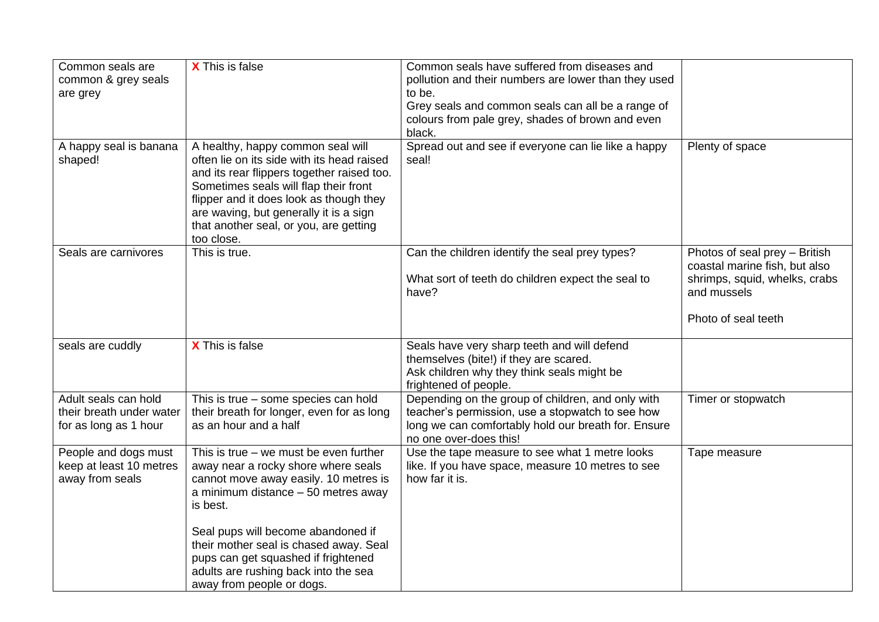| Common seals are common & grey seals are grey | X This is false | Common seals have suffered from diseases and pollution and their numbers are lower than they used to be.<br>Grey seals and common seals can all be a range of colours from pale grey, shades of brown and even black. | |
|---|---|---|---|
| A happy seal is banana shaped! | A healthy, happy common seal will often lie on its side with its head raised and its rear flippers together raised too. Sometimes seals will flap their front flipper and it does look as though they are waving, but generally it is a sign that another seal, or you, are getting too close. | Spread out and see if everyone can lie like a happy seal! | Plenty of space |
| Seals are carnivores | This is true. | Can the children identify the seal prey types?<br><br>What sort of teeth do children expect the seal to have? | Photos of seal prey – British coastal marine fish, but also shrimps, squid, whelks, crabs and mussels<br><br>Photo of seal teeth |
| seals are cuddly | X This is false | Seals have very sharp teeth and will defend themselves (bite!) if they are scared.<br>Ask children why they think seals might be frightened of people. | |
| Adult seals can hold their breath under water for as long as 1 hour | This is true – some species can hold their breath for longer, even for as long as an hour and a half | Depending on the group of children, and only with teacher's permission, use a stopwatch to see how long we can comfortably hold our breath for. Ensure no one over-does this! | Timer or stopwatch |
| People and dogs must keep at least 10 metres away from seals | This is true – we must be even further away near a rocky shore where seals cannot move away easily. 10 metres is a minimum distance – 50 metres away is best.<br><br>Seal pups will become abandoned if their mother seal is chased away. Seal pups can get squashed if frightened adults are rushing back into the sea away from people or dogs. | Use the tape measure to see what 1 metre looks like. If you have space, measure 10 metres to see how far it is. | Tape measure |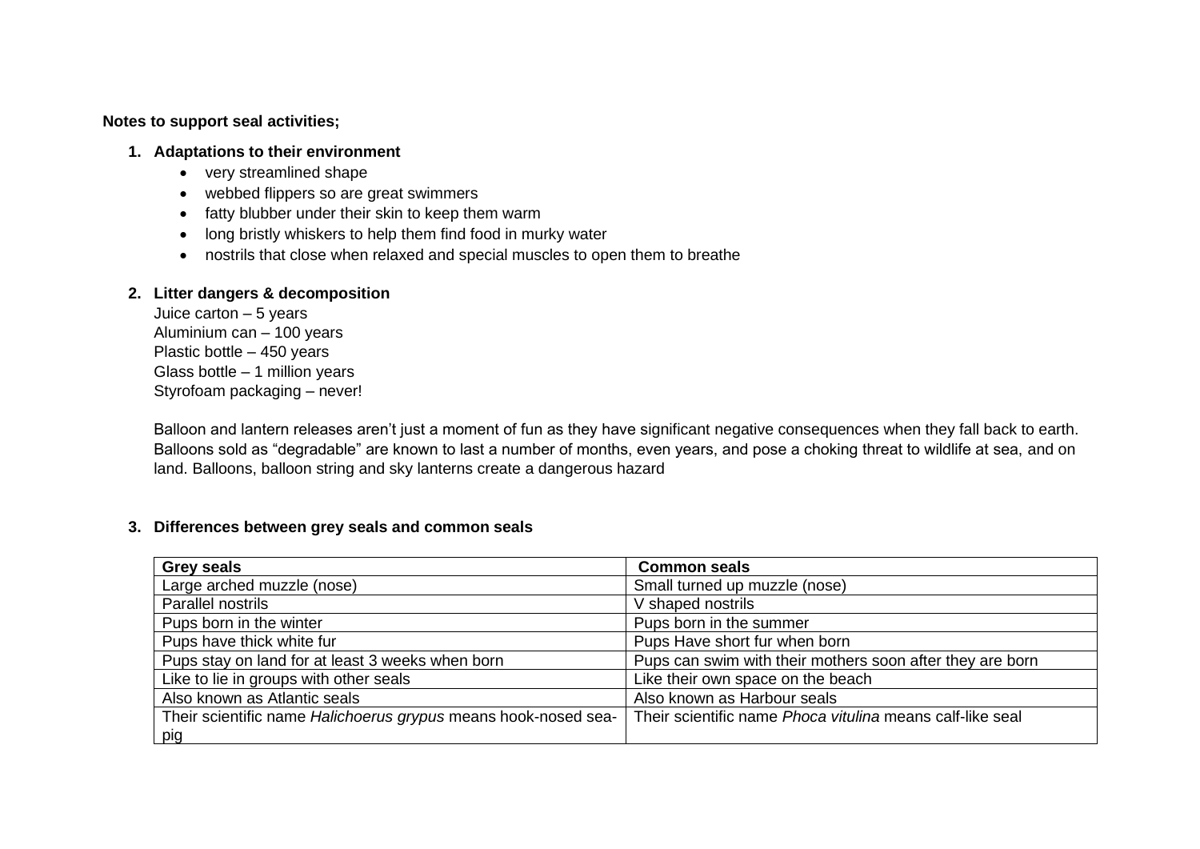**Notes to support seal activities;**

1. **Adaptations to their environment**
    - very streamlined shape
    - webbed flippers so are great swimmers
    - fatty blubber under their skin to keep them warm
    - long bristly whiskers to help them find food in murky water
    - nostrils that close when relaxed and special muscles to open them to breathe

2. **Litter dangers & decomposition**

    Juice carton – 5 years
    Aluminium can – 100 years
    Plastic bottle – 450 years
    Glass bottle – 1 million years
    Styrofoam packaging – never!

    Balloon and lantern releases aren't just a moment of fun as they have significant negative consequences when they fall back to earth. Balloons sold as "degradable" are known to last a number of months, even years, and pose a choking threat to wildlife at sea, and on land. Balloons, balloon string and sky lanterns create a dangerous hazard

3. **Differences between grey seals and common seals**

| **Grey seals** | **Common seals** |
|---|---|
| Large arched muzzle (nose) | Small turned up muzzle (nose) |
| Parallel nostrils | V shaped nostrils |
| Pups born in the winter | Pups born in the summer |
| Pups have thick white fur | Pups Have short fur when born |
| Pups stay on land for at least 3 weeks when born | Pups can swim with their mothers soon after they are born |
| Like to lie in groups with other seals | Like their own space on the beach |
| Also known as Atlantic seals | Also known as Harbour seals |
| Their scientific name *Halichoerus grypus* means hook-nosed sea-pig | Their scientific name *Phoca vitulina* means calf-like seal |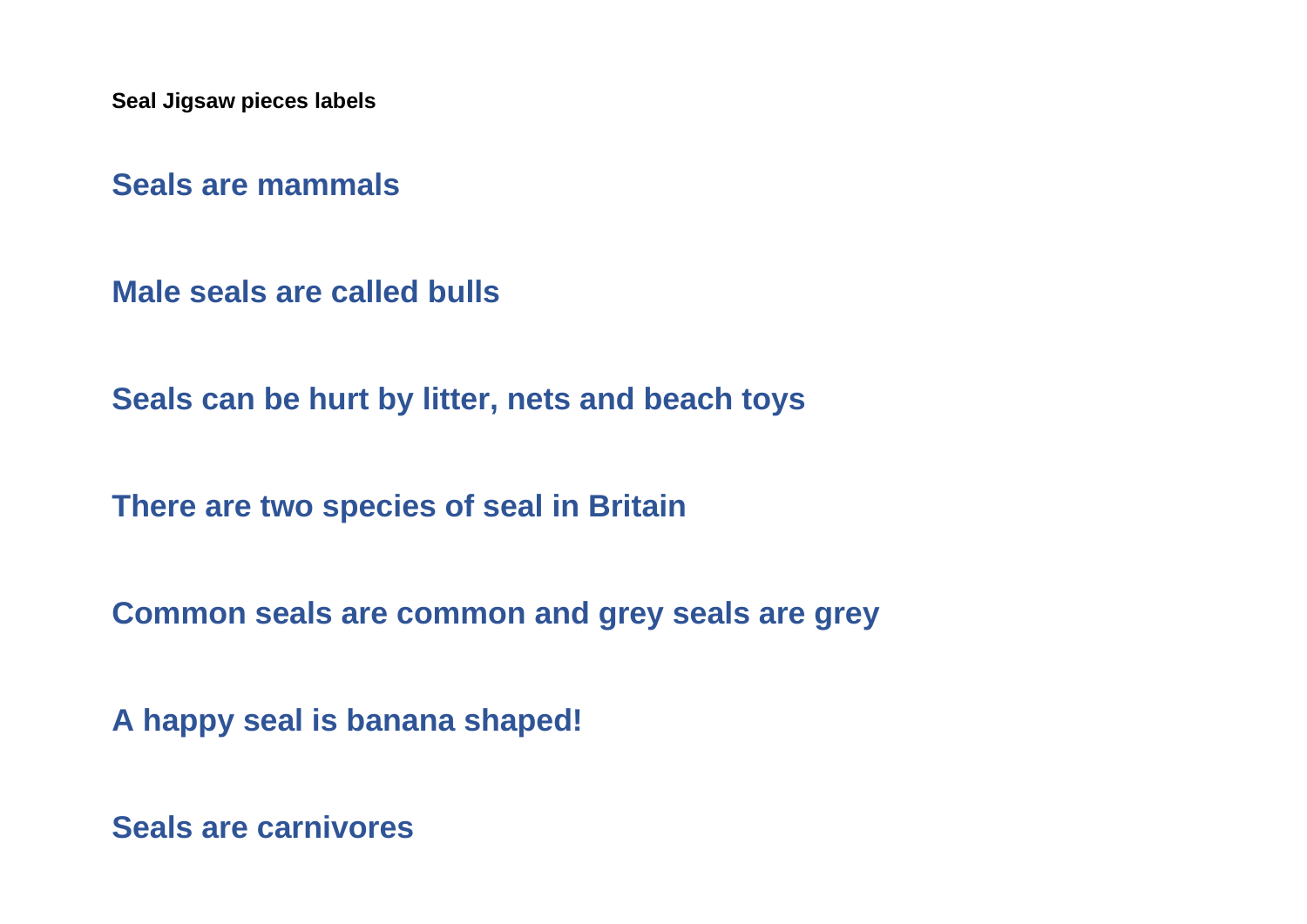**Seal Jigsaw pieces labels**

**Seals are mammals**

**Male seals are called bulls**

**Seals can be hurt by litter, nets and beach toys**

**There are two species of seal in Britain**

**Common seals are common and grey seals are grey**

**A happy seal is banana shaped!**

**Seals are carnivores**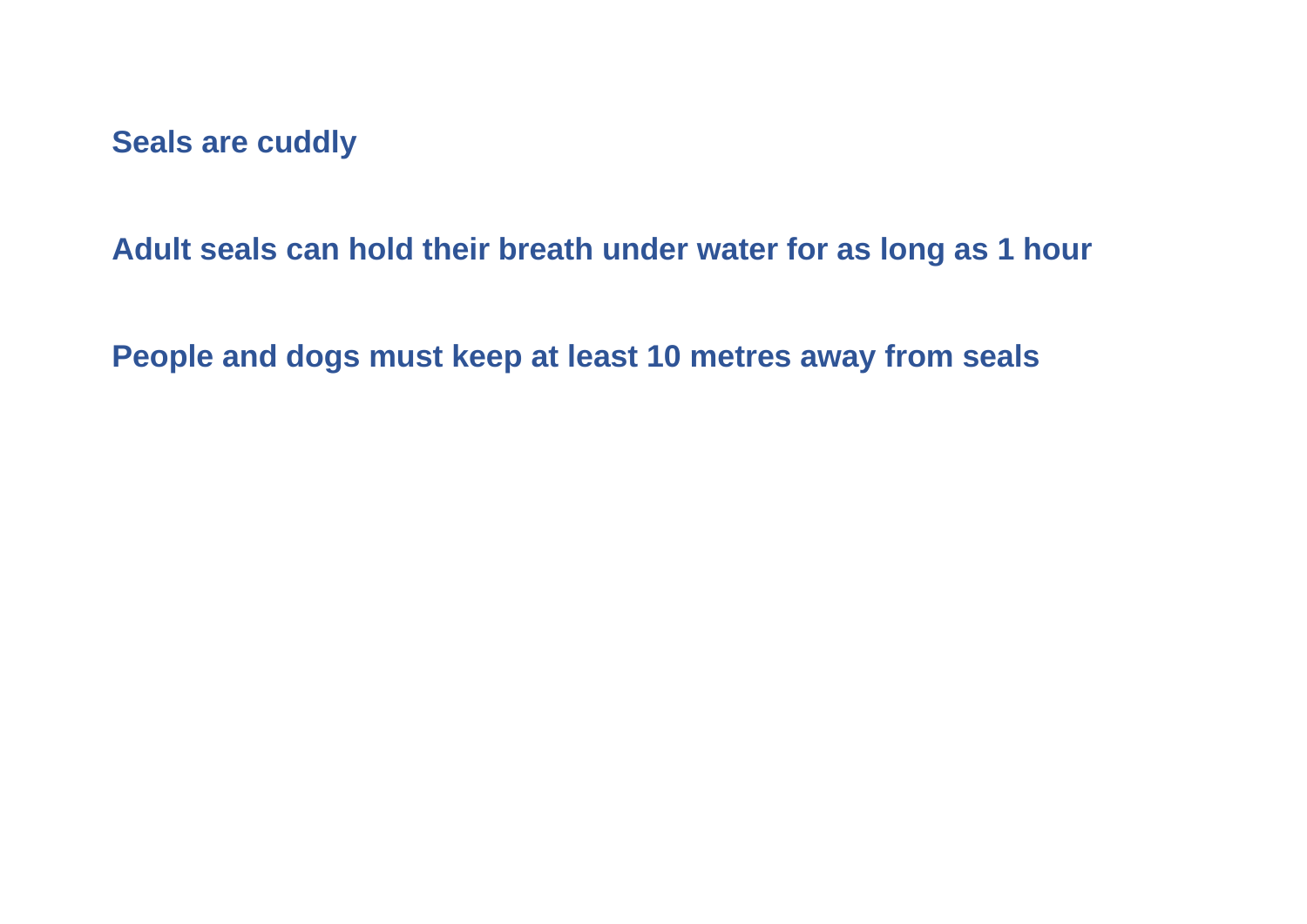**Seals are cuddly**

**Adult seals can hold their breath under water for as long as 1 hour**

**People and dogs must keep at least 10 metres away from seals**